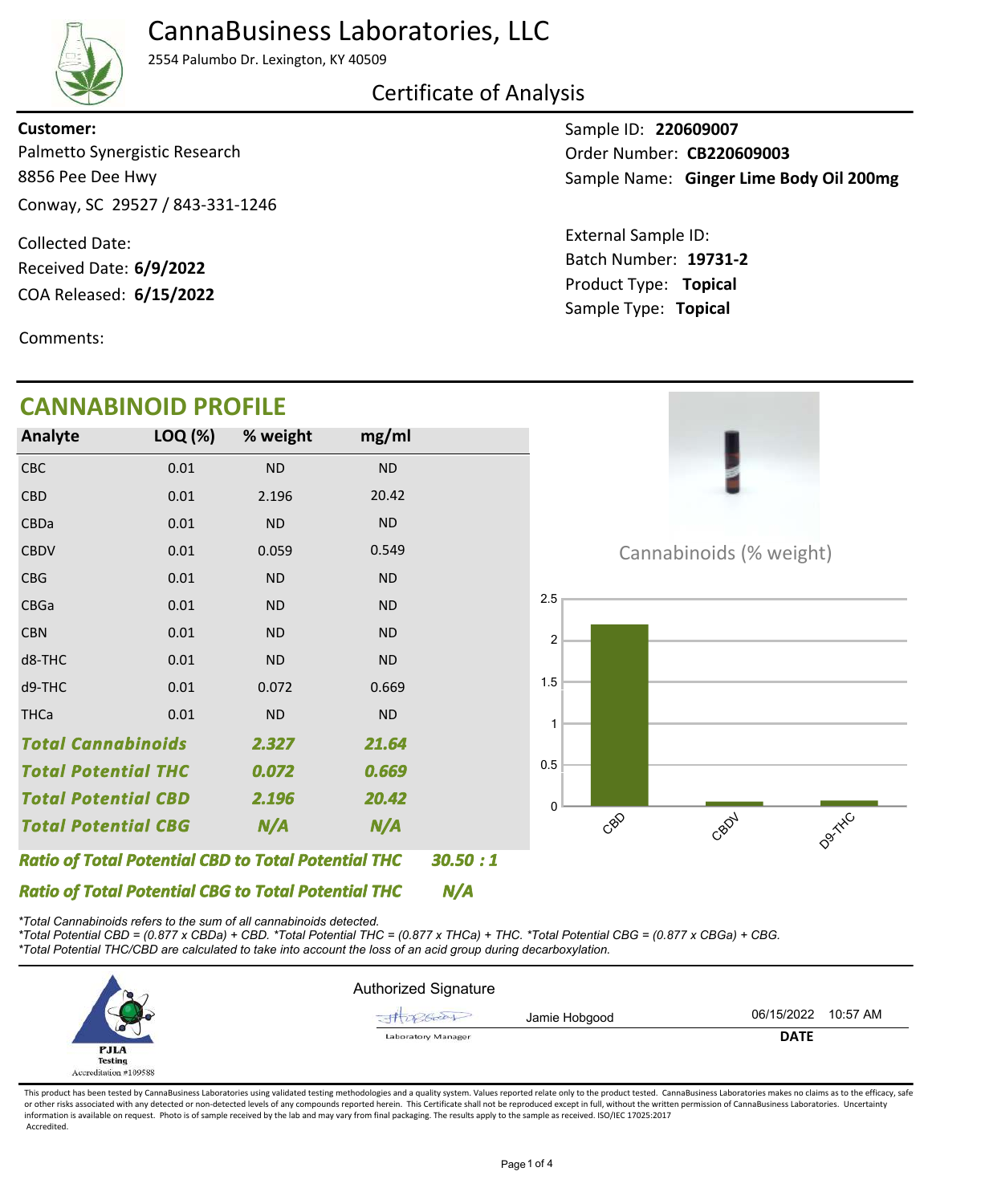# CannaBusiness Laboratories, LLC

2554 Palumbo Dr. Lexington, KY 40509

## Certificate of Analysis

**Customer:**
Palmetto Synergistic Research
8856 Pee Dee Hwy
Conway, SC 29527 / 843-331-1246

Collected Date:
Received Date: **6/9/2022**
COA Released: **6/15/2022**

Sample ID: **220609007**
Order Number: **CB220609003**
Sample Name: **Ginger Lime Body Oil 200mg**

External Sample ID:
Batch Number: **19731-2**
Product Type: **Topical**
Sample Type: **Topical**

Comments:

## CANNABINOID PROFILE

| Analyte | LOQ (%) | % weight | mg/ml |
|---|---|---|---|
| CBC | 0.01 | ND | ND |
| CBD | 0.01 | 2.196 | 20.42 |
| CBDa | 0.01 | ND | ND |
| CBDV | 0.01 | 0.059 | 0.549 |
| CBG | 0.01 | ND | ND |
| CBGa | 0.01 | ND | ND |
| CBN | 0.01 | ND | ND |
| d8-THC | 0.01 | ND | ND |
| d9-THC | 0.01 | 0.072 | 0.669 |
| THCa | 0.01 | ND | ND |
| ***Total Cannabinoids*** | | ***2.327*** | ***21.64*** |
| ***Total Potential THC*** | | ***0.072*** | ***0.669*** |
| ***Total Potential CBD*** | | ***2.196*** | ***20.42*** |
| ***Total Potential CBG*** | | ***N/A*** | ***N/A*** |

***Ratio of Total Potential CBD to Total Potential THC*** ***30.50 : 1***

***Ratio of Total Potential CBG to Total Potential THC*** ***N/A***

Cannabinoids (% weight)

| Analyte | % weight |
|---|---|
| CBD | 2.196 |
| CBDV | 0.059 |
| D9-THC | 0.072 |

*Total Cannabinoids refers to the sum of all cannabinoids detected.*
*Total Potential CBD = (0.877 x CBDa) + CBD. *Total Potential THC = (0.877 x THCa) + THC. *Total Potential CBG = (0.877 x CBGa) + CBG.*
*Total Potential THC/CBD are calculated to take into account the loss of an acid group during decarboxylation.*

PJLA Testing Accreditation #109588

Authorized Signature

Jamie Hobgood, Laboratory Manager — 06/15/2022 10:57 AM

**DATE**

This product has been tested by CannaBusiness Laboratories using validated testing methodologies and a quality system. Values reported relate only to the product tested. CannaBusiness Laboratories makes no claims as to the efficacy, safety or other risks associated with any detected or non-detected levels of any compounds reported herein. This Certificate shall not be reproduced except in full, without the written permission of CannaBusiness Laboratories. Uncertainty information is available on request. Photo is of sample received by the lab and may vary from final packaging. The results apply to the sample as received. ISO/IEC 17025:2017 Accredited.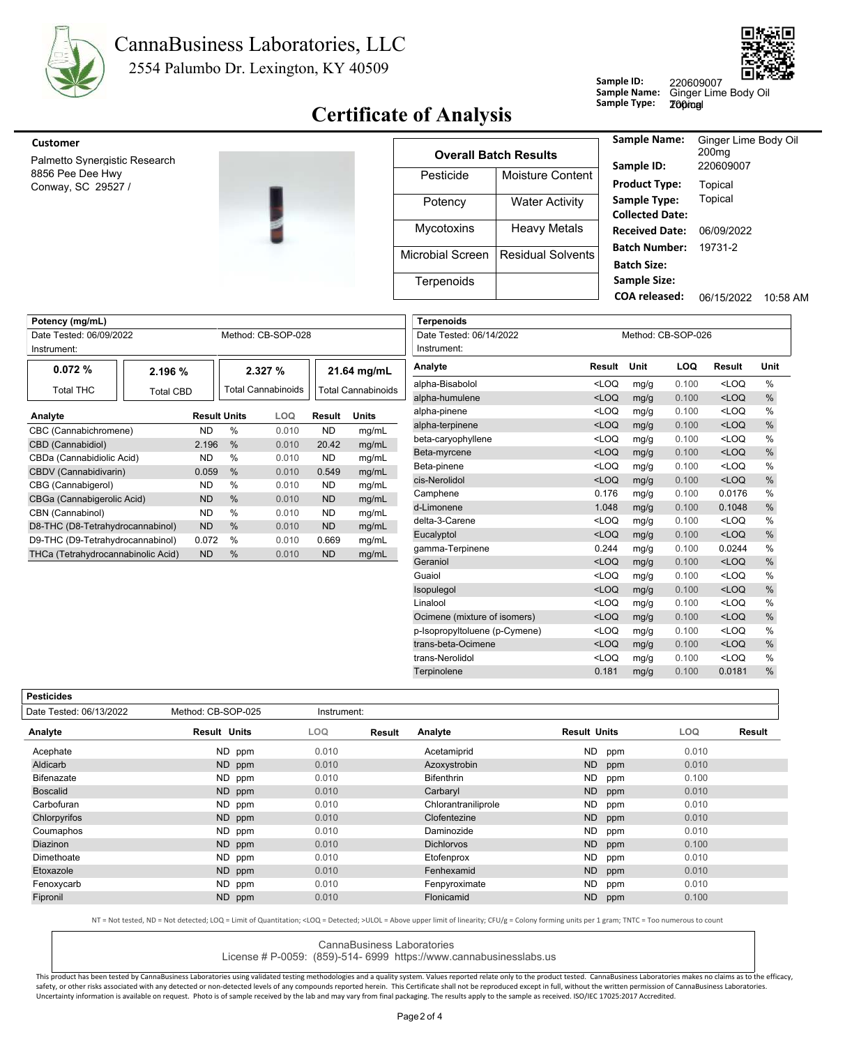# CannaBusiness Laboratories, LLC

2554 Palumbo Dr. Lexington, KY 40509

**Sample ID:** 220609007
**Sample Name:** Ginger Lime Body Oil 200mg
**Sample Type:** Topical

## Certificate of Analysis

**Customer**

Palmetto Synergistic Research
8856 Pee Dee Hwy
Conway, SC 29527 /

| Overall Batch Results | |
|---|---|
| Pesticide | Moisture Content |
| Potency | Water Activity |
| Mycotoxins | Heavy Metals |
| Microbial Screen | Residual Solvents |
| Terpenoids | |

| | |
|---|---|
| **Sample Name:** | Ginger Lime Body Oil 200mg |
| **Sample ID:** | 220609007 |
| **Product Type:** | Topical |
| **Sample Type:** | Topical |
| **Collected Date:** | |
| **Received Date:** | 06/09/2022 |
| **Batch Number:** | 19731-2 |
| **Batch Size:** | |
| **Sample Size:** | |
| **COA released:** | 06/15/2022 10:58 AM |

### Potency (mg/mL)

Date Tested: 06/09/2022 Method: CB-SOP-028
Instrument:

| 0.072 % | 2.196 % | 2.327 % | 21.64 mg/mL |
|---|---|---|---|
| Total THC | Total CBD | Total Cannabinoids | Total Cannabinoids |

| Analyte | Result | Units | LOQ | Result | Units |
|---|---|---|---|---|---|
| CBC (Cannabichromene) | ND | % | 0.010 | ND | mg/mL |
| CBD (Cannabidiol) | 2.196 | % | 0.010 | 20.42 | mg/mL |
| CBDa (Cannabidiolic Acid) | ND | % | 0.010 | ND | mg/mL |
| CBDV (Cannabidivarin) | 0.059 | % | 0.010 | 0.549 | mg/mL |
| CBG (Cannabigerol) | ND | % | 0.010 | ND | mg/mL |
| CBGa (Cannabigerolic Acid) | ND | % | 0.010 | ND | mg/mL |
| CBN (Cannabinol) | ND | % | 0.010 | ND | mg/mL |
| D8-THC (D8-Tetrahydrocannabinol) | ND | % | 0.010 | ND | mg/mL |
| D9-THC (D9-Tetrahydrocannabinol) | 0.072 | % | 0.010 | 0.669 | mg/mL |
| THCa (Tetrahydrocannabinolic Acid) | ND | % | 0.010 | ND | mg/mL |

### Terpenoids

Date Tested: 06/14/2022 Method: CB-SOP-026
Instrument:

| Analyte | Result | Unit | LOQ | Result | Unit |
|---|---|---|---|---|---|
| alpha-Bisabolol | <LOQ | mg/g | 0.100 | <LOQ | % |
| alpha-humulene | <LOQ | mg/g | 0.100 | <LOQ | % |
| alpha-pinene | <LOQ | mg/g | 0.100 | <LOQ | % |
| alpha-terpinene | <LOQ | mg/g | 0.100 | <LOQ | % |
| beta-caryophyllene | <LOQ | mg/g | 0.100 | <LOQ | % |
| Beta-myrcene | <LOQ | mg/g | 0.100 | <LOQ | % |
| Beta-pinene | <LOQ | mg/g | 0.100 | <LOQ | % |
| cis-Nerolidol | <LOQ | mg/g | 0.100 | <LOQ | % |
| Camphene | 0.176 | mg/g | 0.100 | 0.0176 | % |
| d-Limonene | 1.048 | mg/g | 0.100 | 0.1048 | % |
| delta-3-Carene | <LOQ | mg/g | 0.100 | <LOQ | % |
| Eucalyptol | <LOQ | mg/g | 0.100 | <LOQ | % |
| gamma-Terpinene | 0.244 | mg/g | 0.100 | 0.0244 | % |
| Geraniol | <LOQ | mg/g | 0.100 | <LOQ | % |
| Guaiol | <LOQ | mg/g | 0.100 | <LOQ | % |
| Isopulegol | <LOQ | mg/g | 0.100 | <LOQ | % |
| Linalool | <LOQ | mg/g | 0.100 | <LOQ | % |
| Ocimene (mixture of isomers) | <LOQ | mg/g | 0.100 | <LOQ | % |
| p-Isopropyltoluene (p-Cymene) | <LOQ | mg/g | 0.100 | <LOQ | % |
| trans-beta-Ocimene | <LOQ | mg/g | 0.100 | <LOQ | % |
| trans-Nerolidol | <LOQ | mg/g | 0.100 | <LOQ | % |
| Terpinolene | 0.181 | mg/g | 0.100 | 0.0181 | % |

### Pesticides

Date Tested: 06/13/2022 Method: CB-SOP-025 Instrument:

| Analyte | Result | Units | LOQ | Result | Analyte | Result | Units | LOQ | Result |
|---|---|---|---|---|---|---|---|---|---|
| Acephate | ND | ppm | 0.010 | | Acetamiprid | ND | ppm | 0.010 | |
| Aldicarb | ND | ppm | 0.010 | | Azoxystrobin | ND | ppm | 0.010 | |
| Bifenazate | ND | ppm | 0.010 | | Bifenthrin | ND | ppm | 0.100 | |
| Boscalid | ND | ppm | 0.010 | | Carbaryl | ND | ppm | 0.010 | |
| Carbofuran | ND | ppm | 0.010 | | Chlorantraniliprole | ND | ppm | 0.010 | |
| Chlorpyrifos | ND | ppm | 0.010 | | Clofentezine | ND | ppm | 0.010 | |
| Coumaphos | ND | ppm | 0.010 | | Daminozide | ND | ppm | 0.010 | |
| Diazinon | ND | ppm | 0.010 | | Dichlorvos | ND | ppm | 0.100 | |
| Dimethoate | ND | ppm | 0.010 | | Etofenprox | ND | ppm | 0.010 | |
| Etoxazole | ND | ppm | 0.010 | | Fenhexamid | ND | ppm | 0.010 | |
| Fenoxycarb | ND | ppm | 0.010 | | Fenpyroximate | ND | ppm | 0.010 | |
| Fipronil | ND | ppm | 0.010 | | Flonicamid | ND | ppm | 0.100 | |

NT = Not tested, ND = Not detected; LOQ = Limit of Quantitation; <LOQ = Detected; >ULOL = Above upper limit of linearity; CFU/g = Colony forming units per 1 gram; TNTC = Too numerous to count

CannaBusiness Laboratories
License # P-0059: (859)-514- 6999 https://www.cannabusinesslabs.us

This product has been tested by CannaBusiness Laboratories using validated testing methodologies and a quality system. Values reported relate only to the product tested. CannaBusiness Laboratories makes no claims as to the efficacy, safety, or other risks associated with any detected or non-detected levels of any compounds reported herein. This Certificate shall not be reproduced except in full, without the written permission of CannaBusiness Laboratories. Uncertainty information is available on request. Photo is of sample received by the lab and may vary from final packaging. The results apply to the sample as received. ISO/IEC 17025:2017 Accredited.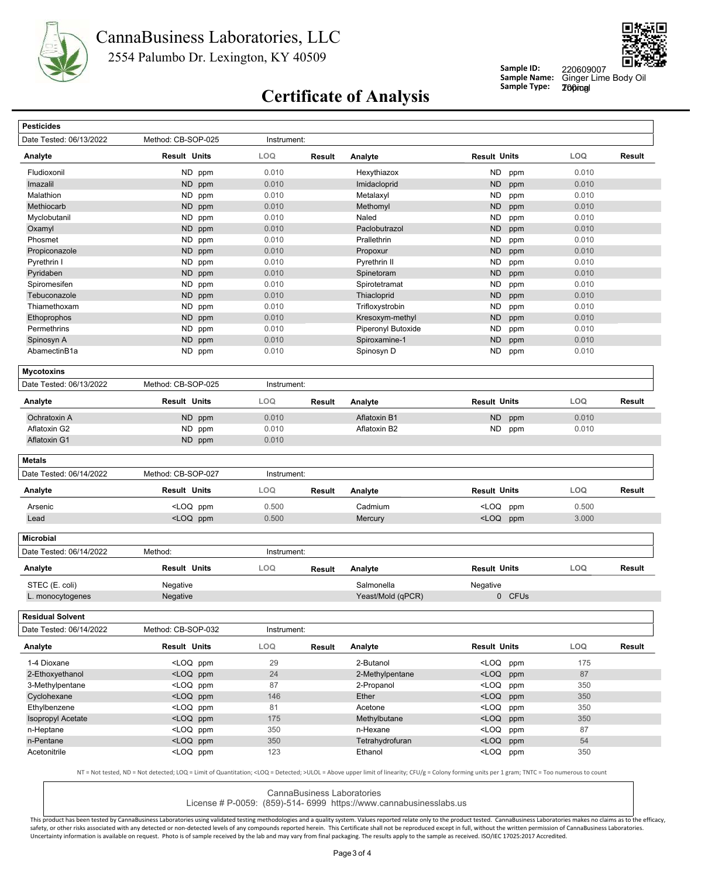# CannaBusiness Laboratories, LLC

2554 Palumbo Dr. Lexington, KY 40509

**Sample ID:** 220609007
**Sample Name:** Ginger Lime Body Oil
**Sample Type:** Topical

## Certificate of Analysis

### Pesticides

Date Tested: 06/13/2022 | Method: CB-SOP-025 | Instrument:

| Analyte | Result | Units | LOQ | Result | Analyte | Result | Units | LOQ | Result |
|---|---|---|---|---|---|---|---|---|---|
| Fludioxonil | ND | ppm | 0.010 | | Hexythiazox | ND | ppm | 0.010 | |
| Imazalil | ND | ppm | 0.010 | | Imidacloprid | ND | ppm | 0.010 | |
| Malathion | ND | ppm | 0.010 | | Metalaxyl | ND | ppm | 0.010 | |
| Methiocarb | ND | ppm | 0.010 | | Methomyl | ND | ppm | 0.010 | |
| Myclobutanil | ND | ppm | 0.010 | | Naled | ND | ppm | 0.010 | |
| Oxamyl | ND | ppm | 0.010 | | Paclobutrazol | ND | ppm | 0.010 | |
| Phosmet | ND | ppm | 0.010 | | Prallethrin | ND | ppm | 0.010 | |
| Propiconazole | ND | ppm | 0.010 | | Propoxur | ND | ppm | 0.010 | |
| Pyrethrin I | ND | ppm | 0.010 | | Pyrethrin II | ND | ppm | 0.010 | |
| Pyridaben | ND | ppm | 0.010 | | Spinetoram | ND | ppm | 0.010 | |
| Spiromesifen | ND | ppm | 0.010 | | Spirotetramat | ND | ppm | 0.010 | |
| Tebuconazole | ND | ppm | 0.010 | | Thiacloprid | ND | ppm | 0.010 | |
| Thiamethoxam | ND | ppm | 0.010 | | Trifloxystrobin | ND | ppm | 0.010 | |
| Ethoprophos | ND | ppm | 0.010 | | Kresoxym-methyl | ND | ppm | 0.010 | |
| Permethrins | ND | ppm | 0.010 | | Piperonyl Butoxide | ND | ppm | 0.010 | |
| Spinosyn A | ND | ppm | 0.010 | | Spiroxamine-1 | ND | ppm | 0.010 | |
| AbamectinB1a | ND | ppm | 0.010 | | Spinosyn D | ND | ppm | 0.010 | |

### Mycotoxins

Date Tested: 06/13/2022 | Method: CB-SOP-025 | Instrument:

| Analyte | Result | Units | LOQ | Result | Analyte | Result | Units | LOQ | Result |
|---|---|---|---|---|---|---|---|---|---|
| Ochratoxin A | ND | ppm | 0.010 | | Aflatoxin B1 | ND | ppm | 0.010 | |
| Aflatoxin G2 | ND | ppm | 0.010 | | Aflatoxin B2 | ND | ppm | 0.010 | |
| Aflatoxin G1 | ND | ppm | 0.010 | | | | | | |

### Metals

Date Tested: 06/14/2022 | Method: CB-SOP-027 | Instrument:

| Analyte | Result | Units | LOQ | Result | Analyte | Result | Units | LOQ | Result |
|---|---|---|---|---|---|---|---|---|---|
| Arsenic | <LOQ | ppm | 0.500 | | Cadmium | <LOQ | ppm | 0.500 | |
| Lead | <LOQ | ppm | 0.500 | | Mercury | <LOQ | ppm | 3.000 | |

### Microbial

Date Tested: 06/14/2022 | Method: | Instrument:

| Analyte | Result | Units | LOQ | Result | Analyte | Result | Units | LOQ | Result |
|---|---|---|---|---|---|---|---|---|---|
| STEC (E. coli) | Negative | | | | Salmonella | Negative | | | |
| L. monocytogenes | Negative | | | | Yeast/Mold (qPCR) | 0 | CFUs | | |

### Residual Solvent

Date Tested: 06/14/2022 | Method: CB-SOP-032 | Instrument:

| Analyte | Result | Units | LOQ | Result | Analyte | Result | Units | LOQ | Result |
|---|---|---|---|---|---|---|---|---|---|
| 1-4 Dioxane | <LOQ | ppm | 29 | | 2-Butanol | <LOQ | ppm | 175 | |
| 2-Ethoxyethanol | <LOQ | ppm | 24 | | 2-Methylpentane | <LOQ | ppm | 87 | |
| 3-Methylpentane | <LOQ | ppm | 87 | | 2-Propanol | <LOQ | ppm | 350 | |
| Cyclohexane | <LOQ | ppm | 146 | | Ether | <LOQ | ppm | 350 | |
| Ethylbenzene | <LOQ | ppm | 81 | | Acetone | <LOQ | ppm | 350 | |
| Isopropyl Acetate | <LOQ | ppm | 175 | | Methylbutane | <LOQ | ppm | 350 | |
| n-Heptane | <LOQ | ppm | 350 | | n-Hexane | <LOQ | ppm | 87 | |
| n-Pentane | <LOQ | ppm | 350 | | Tetrahydrofuran | <LOQ | ppm | 54 | |
| Acetonitrile | <LOQ | ppm | 123 | | Ethanol | <LOQ | ppm | 350 | |

NT = Not tested, ND = Not detected; LOQ = Limit of Quantitation; <LOQ = Detected; >ULOL = Above upper limit of linearity; CFU/g = Colony forming units per 1 gram; TNTC = Too numerous to count

CannaBusiness Laboratories
License # P-0059: (859)-514- 6999 https://www.cannabusinesslabs.us

This product has been tested by CannaBusiness Laboratories using validated testing methodologies and a quality system. Values reported relate only to the product tested. CannaBusiness Laboratories makes no claims as to the efficacy, safety, or other risks associated with any detected or non-detected levels of any compounds reported herein. This Certificate shall not be reproduced except in full, without the written permission of CannaBusiness Laboratories. Uncertainty information is available on request. Photo is of sample received by the lab and may vary from final packaging. The results apply to the sample as received. ISO/IEC 17025:2017 Accredited.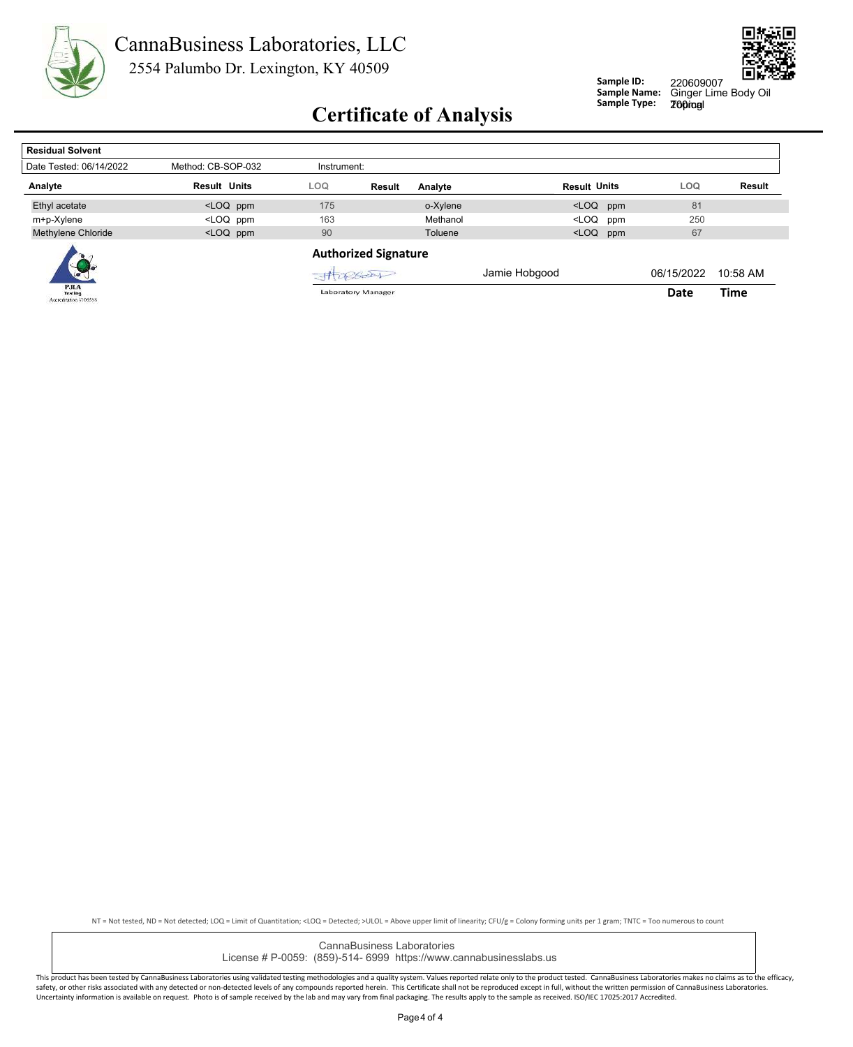CannaBusiness Laboratories, LLC
2554 Palumbo Dr. Lexington, KY 40509

**Sample ID:** 220609007
**Sample Name:** Ginger Lime Body Oil
**Sample Type:** Topical

# Certificate of Analysis

**Residual Solvent**

Date Tested: 06/14/2022 | Method: CB-SOP-032 | Instrument:

| Analyte | Result | Units | LOQ | Result | Analyte | Result | Units | LOQ | Result |
|---|---|---|---|---|---|---|---|---|---|
| Ethyl acetate | <LOQ | ppm | 175 | | o-Xylene | <LOQ | ppm | 81 | |
| m+p-Xylene | <LOQ | ppm | 163 | | Methanol | <LOQ | ppm | 250 | |
| Methylene Chloride | <LOQ | ppm | 90 | | Toluene | <LOQ | ppm | 67 | |

PJLA Testing Accreditation 103958

**Authorized Signature**

Jamie Hobgood
Laboratory Manager

| Date | Time |
|---|---|
| 06/15/2022 | 10:58 AM |

NT = Not tested, ND = Not detected; LOQ = Limit of Quantitation; <LOQ = Detected; >ULOL = Above upper limit of linearity; CFU/g = Colony forming units per 1 gram; TNTC = Too numerous to count

CannaBusiness Laboratories
License # P-0059: (859)-514- 6999 https://www.cannabusinesslabs.us

This product has been tested by CannaBusiness Laboratories using validated testing methodologies and a quality system. Values reported relate only to the product tested. CannaBusiness Laboratories makes no claims as to the efficacy, safety, or other risks associated with any detected or non-detected levels of any compounds reported herein. This Certificate shall not be reproduced except in full, without the written permission of CannaBusiness Laboratories. Uncertainty information is available on request. Photo is of sample received by the lab and may vary from final packaging. The results apply to the sample as received. ISO/IEC 17025:2017 Accredited.